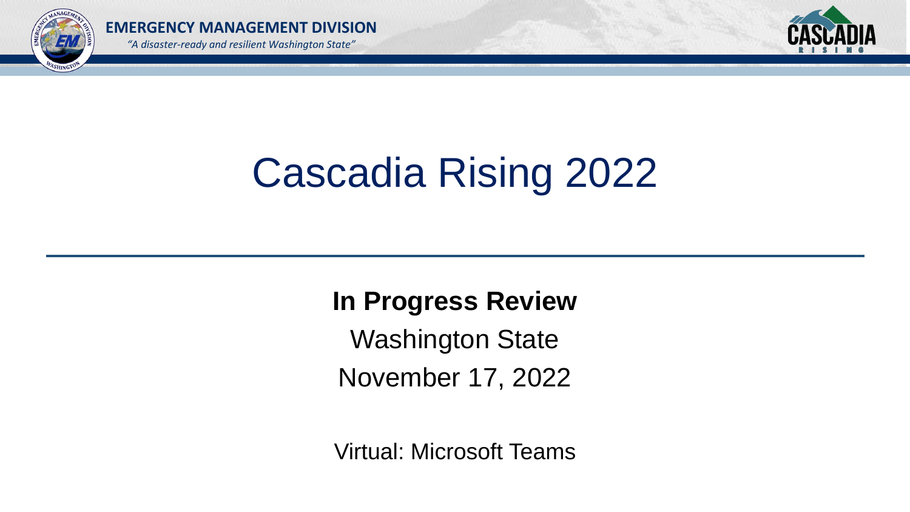# Cascadia Rising 2022

**In Progress Review**

Washington State

November 17, 2022

Virtual: Microsoft Teams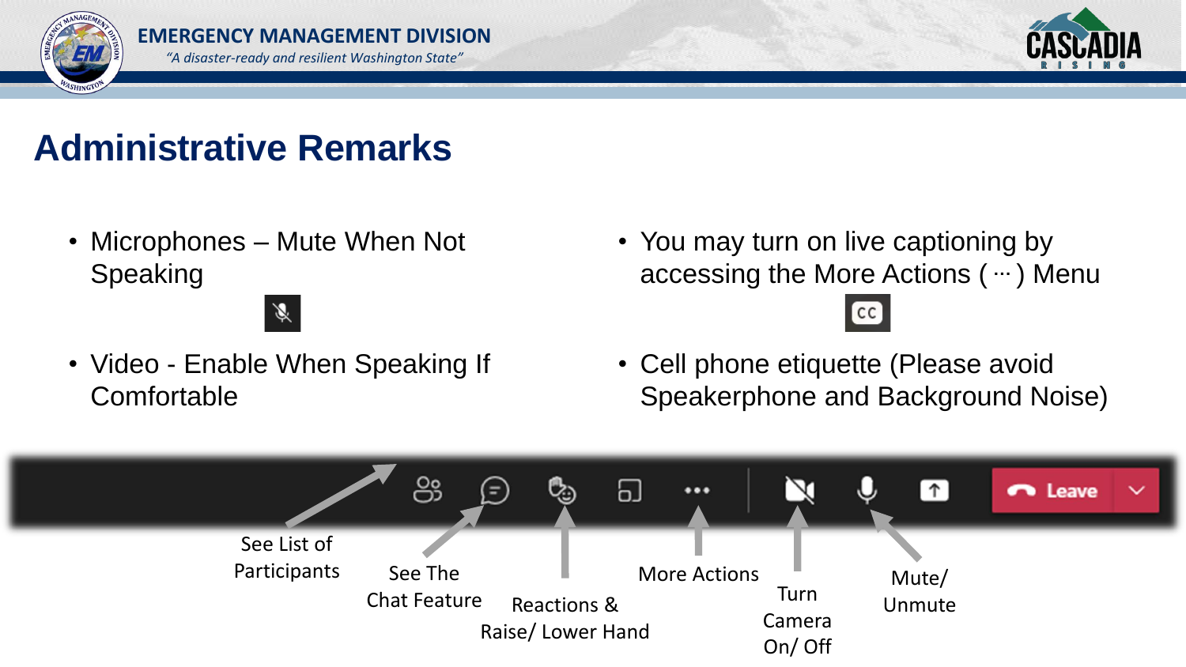# Administrative Remarks

- Microphones – Mute When Not Speaking
- Video - Enable When Speaking If Comfortable
- You may turn on live captioning by accessing the More Actions ( ··· ) Menu
- Cell phone etiquette (Please avoid Speakerphone and Background Noise)

See List of Participants

See The Chat Feature

Reactions & Raise/ Lower Hand

More Actions

Turn Camera On/ Off

Mute/ Unmute

Leave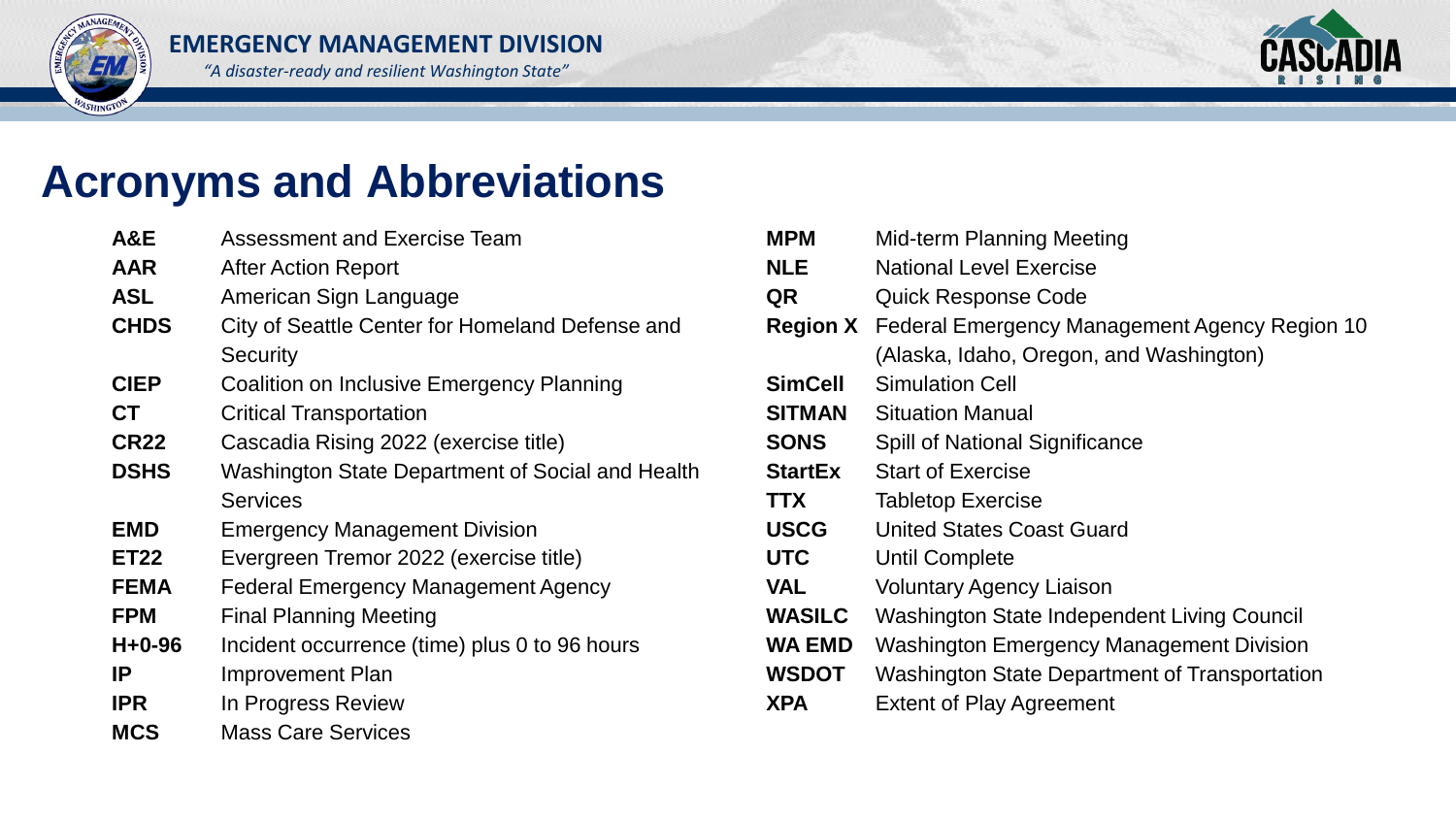# Acronyms and Abbreviations

| Acronym | Definition |
| --- | --- |
| **A&E** | Assessment and Exercise Team |
| **AAR** | After Action Report |
| **ASL** | American Sign Language |
| **CHDS** | City of Seattle Center for Homeland Defense and Security |
| **CIEP** | Coalition on Inclusive Emergency Planning |
| **CT** | Critical Transportation |
| **CR22** | Cascadia Rising 2022 (exercise title) |
| **DSHS** | Washington State Department of Social and Health Services |
| **EMD** | Emergency Management Division |
| **ET22** | Evergreen Tremor 2022 (exercise title) |
| **FEMA** | Federal Emergency Management Agency |
| **FPM** | Final Planning Meeting |
| **H+0-96** | Incident occurrence (time) plus 0 to 96 hours |
| **IP** | Improvement Plan |
| **IPR** | In Progress Review |
| **MCS** | Mass Care Services |
| **MPM** | Mid-term Planning Meeting |
| **NLE** | National Level Exercise |
| **QR** | Quick Response Code |
| **Region X** | Federal Emergency Management Agency Region 10 (Alaska, Idaho, Oregon, and Washington) |
| **SimCell** | Simulation Cell |
| **SITMAN** | Situation Manual |
| **SONS** | Spill of National Significance |
| **StartEx** | Start of Exercise |
| **TTX** | Tabletop Exercise |
| **USCG** | United States Coast Guard |
| **UTC** | Until Complete |
| **VAL** | Voluntary Agency Liaison |
| **WASILC** | Washington State Independent Living Council |
| **WA EMD** | Washington Emergency Management Division |
| **WSDOT** | Washington State Department of Transportation |
| **XPA** | Extent of Play Agreement |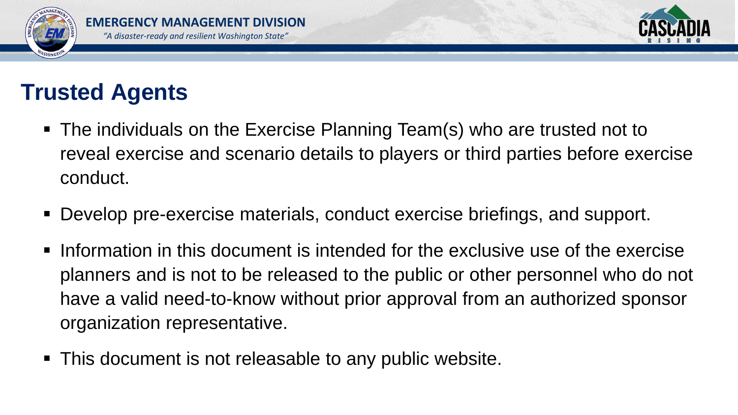## Trusted Agents

- The individuals on the Exercise Planning Team(s) who are trusted not to reveal exercise and scenario details to players or third parties before exercise conduct.
- Develop pre-exercise materials, conduct exercise briefings, and support.
- Information in this document is intended for the exclusive use of the exercise planners and is not to be released to the public or other personnel who do not have a valid need-to-know without prior approval from an authorized sponsor organization representative.
- This document is not releasable to any public website.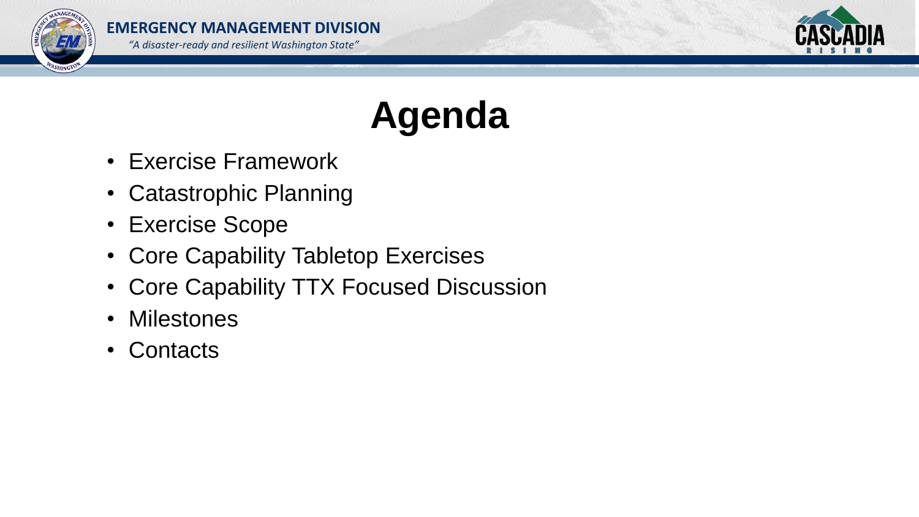# Agenda

- Exercise Framework
- Catastrophic Planning
- Exercise Scope
- Core Capability Tabletop Exercises
- Core Capability TTX Focused Discussion
- Milestones
- Contacts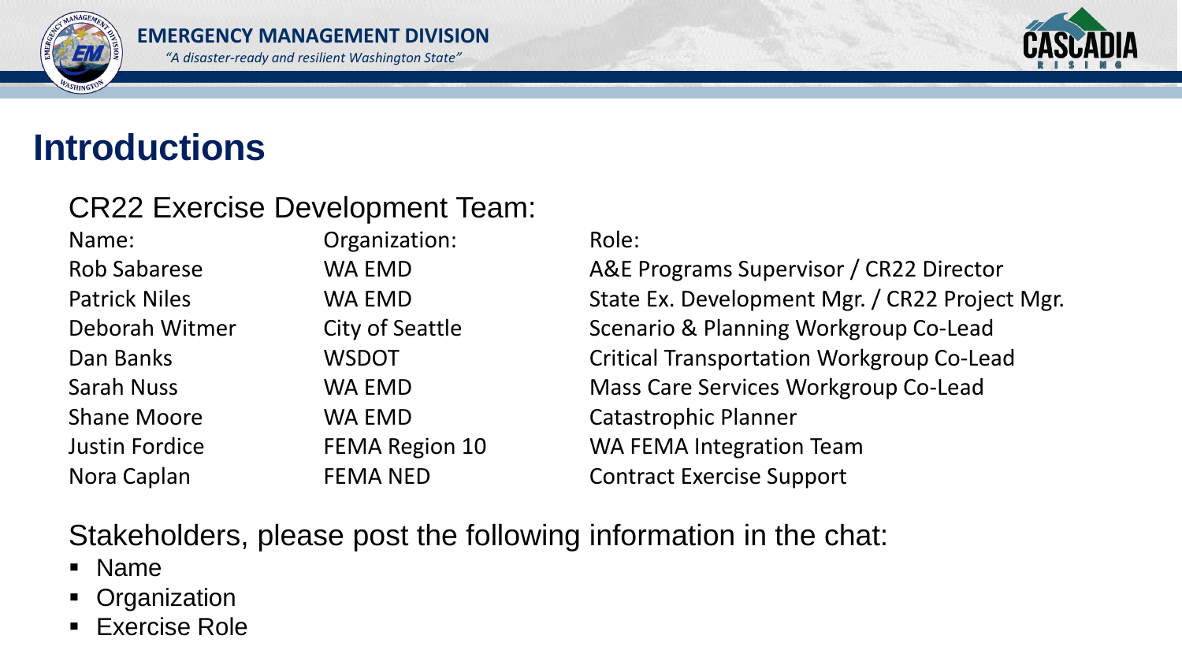# Introductions

## CR22 Exercise Development Team:

| Name: | Organization: | Role: |
| --- | --- | --- |
| Rob Sabarese | WA EMD | A&E Programs Supervisor / CR22 Director |
| Patrick Niles | WA EMD | State Ex. Development Mgr. / CR22 Project Mgr. |
| Deborah Witmer | City of Seattle | Scenario & Planning Workgroup Co-Lead |
| Dan Banks | WSDOT | Critical Transportation Workgroup Co-Lead |
| Sarah Nuss | WA EMD | Mass Care Services Workgroup Co-Lead |
| Shane Moore | WA EMD | Catastrophic Planner |
| Justin Fordice | FEMA Region 10 | WA FEMA Integration Team |
| Nora Caplan | FEMA NED | Contract Exercise Support |

Stakeholders, please post the following information in the chat:

- Name
- Organization
- Exercise Role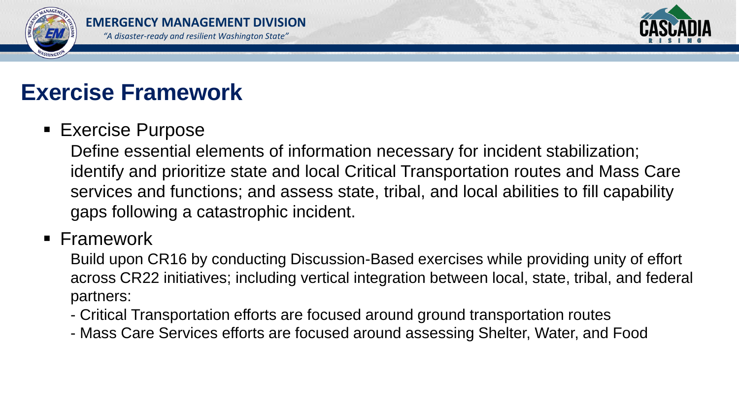# Exercise Framework

- Exercise Purpose

  Define essential elements of information necessary for incident stabilization; identify and prioritize state and local Critical Transportation routes and Mass Care services and functions; and assess state, tribal, and local abilities to fill capability gaps following a catastrophic incident.

- Framework

  Build upon CR16 by conducting Discussion-Based exercises while providing unity of effort across CR22 initiatives; including vertical integration between local, state, tribal, and federal partners:

  - Critical Transportation efforts are focused around ground transportation routes
  - Mass Care Services efforts are focused around assessing Shelter, Water, and Food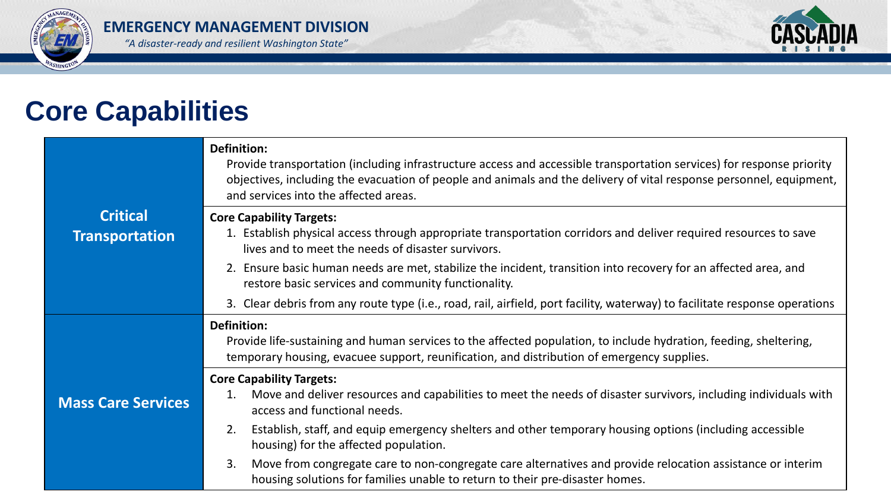# Core Capabilities

| Capability | Description |
|---|---|
| **Critical Transportation** | **Definition:** Provide transportation (including infrastructure access and accessible transportation services) for response priority objectives, including the evacuation of people and animals and the delivery of vital response personnel, equipment, and services into the affected areas. |
| | **Core Capability Targets:** 1. Establish physical access through appropriate transportation corridors and deliver required resources to save lives and to meet the needs of disaster survivors. 2. Ensure basic human needs are met, stabilize the incident, transition into recovery for an affected area, and restore basic services and community functionality. 3. Clear debris from any route type (i.e., road, rail, airfield, port facility, waterway) to facilitate response operations |
| **Mass Care Services** | **Definition:** Provide life-sustaining and human services to the affected population, to include hydration, feeding, sheltering, temporary housing, evacuee support, reunification, and distribution of emergency supplies. |
| | **Core Capability Targets:** 1. Move and deliver resources and capabilities to meet the needs of disaster survivors, including individuals with access and functional needs. 2. Establish, staff, and equip emergency shelters and other temporary housing options (including accessible housing) for the affected population. 3. Move from congregate care to non-congregate care alternatives and provide relocation assistance or interim housing solutions for families unable to return to their pre-disaster homes. |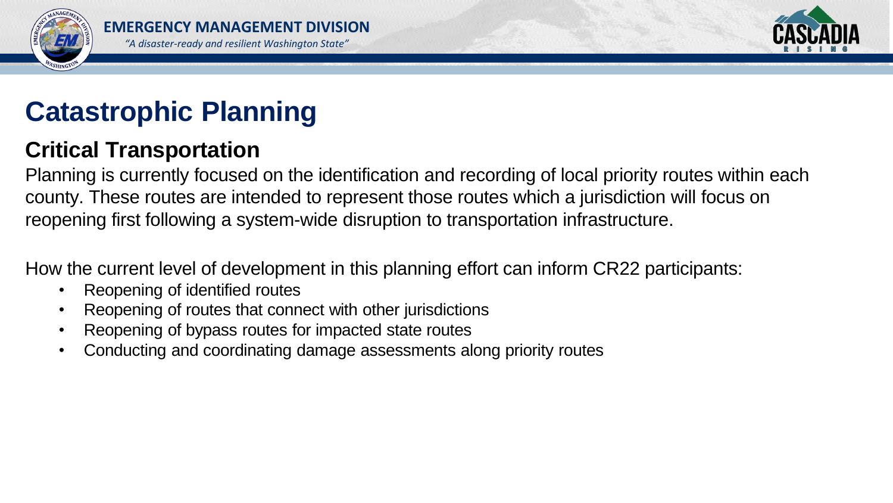# Catastrophic Planning

## Critical Transportation

Planning is currently focused on the identification and recording of local priority routes within each county. These routes are intended to represent those routes which a jurisdiction will focus on reopening first following a system-wide disruption to transportation infrastructure.

How the current level of development in this planning effort can inform CR22 participants:

- Reopening of identified routes
- Reopening of routes that connect with other jurisdictions
- Reopening of bypass routes for impacted state routes
- Conducting and coordinating damage assessments along priority routes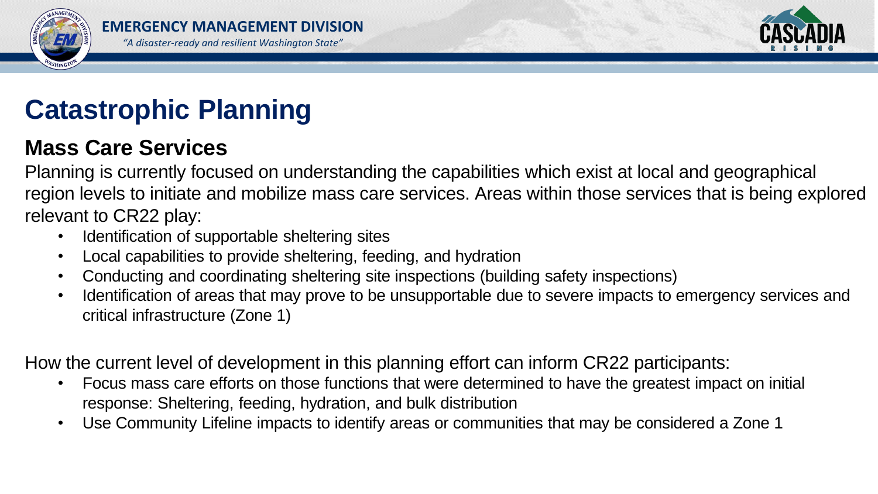# Catastrophic Planning

## Mass Care Services

Planning is currently focused on understanding the capabilities which exist at local and geographical region levels to initiate and mobilize mass care services. Areas within those services that is being explored relevant to CR22 play:

- Identification of supportable sheltering sites
- Local capabilities to provide sheltering, feeding, and hydration
- Conducting and coordinating sheltering site inspections (building safety inspections)
- Identification of areas that may prove to be unsupportable due to severe impacts to emergency services and critical infrastructure (Zone 1)

How the current level of development in this planning effort can inform CR22 participants:

- Focus mass care efforts on those functions that were determined to have the greatest impact on initial response: Sheltering, feeding, hydration, and bulk distribution
- Use Community Lifeline impacts to identify areas or communities that may be considered a Zone 1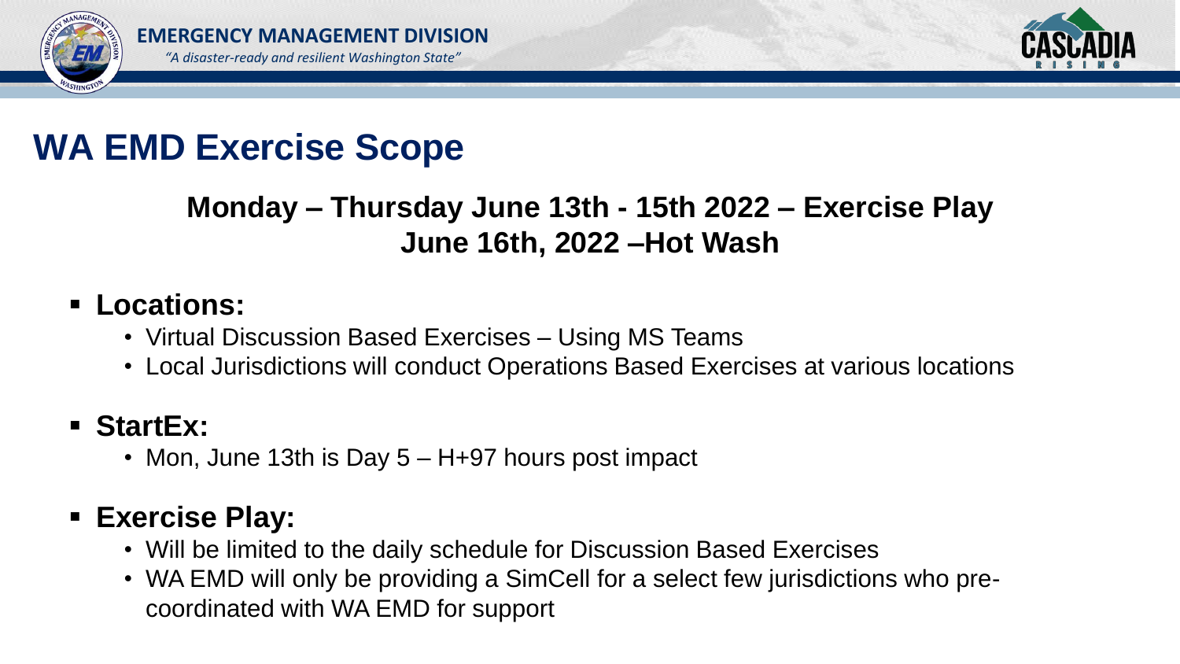# WA EMD Exercise Scope

**Monday – Thursday June 13th - 15th 2022 – Exercise Play**
**June 16th, 2022 –Hot Wash**

- **Locations:**
  - Virtual Discussion Based Exercises – Using MS Teams
  - Local Jurisdictions will conduct Operations Based Exercises at various locations
- **StartEx:**
  - Mon, June 13th is Day 5 – H+97 hours post impact
- **Exercise Play:**
  - Will be limited to the daily schedule for Discussion Based Exercises
  - WA EMD will only be providing a SimCell for a select few jurisdictions who pre-coordinated with WA EMD for support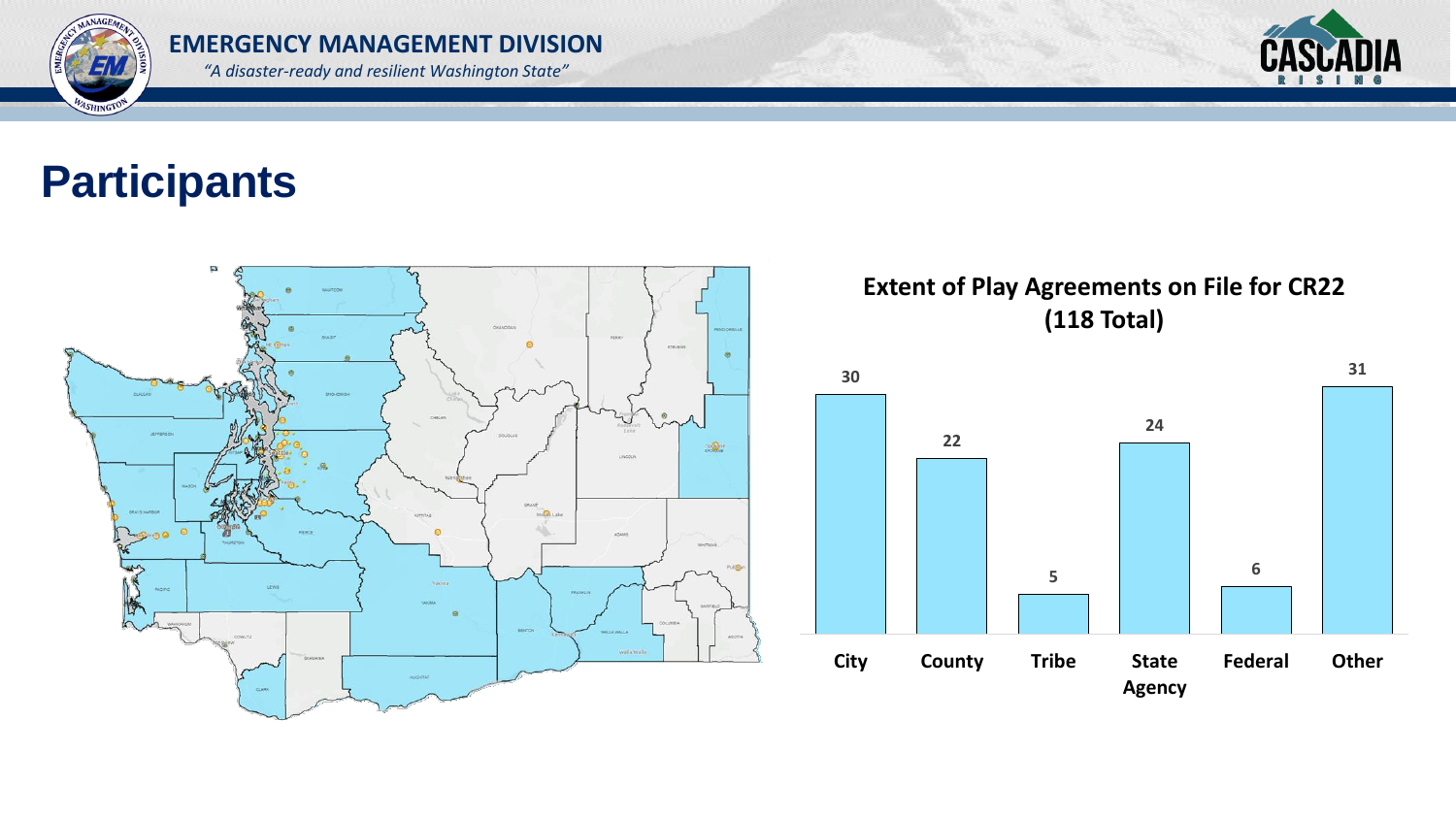# Participants

**Extent of Play Agreements on File for CR22 (118 Total)**

| Category | Count |
|---|---|
| City | 30 |
| County | 22 |
| Tribe | 5 |
| State Agency | 24 |
| Federal | 6 |
| Other | 31 |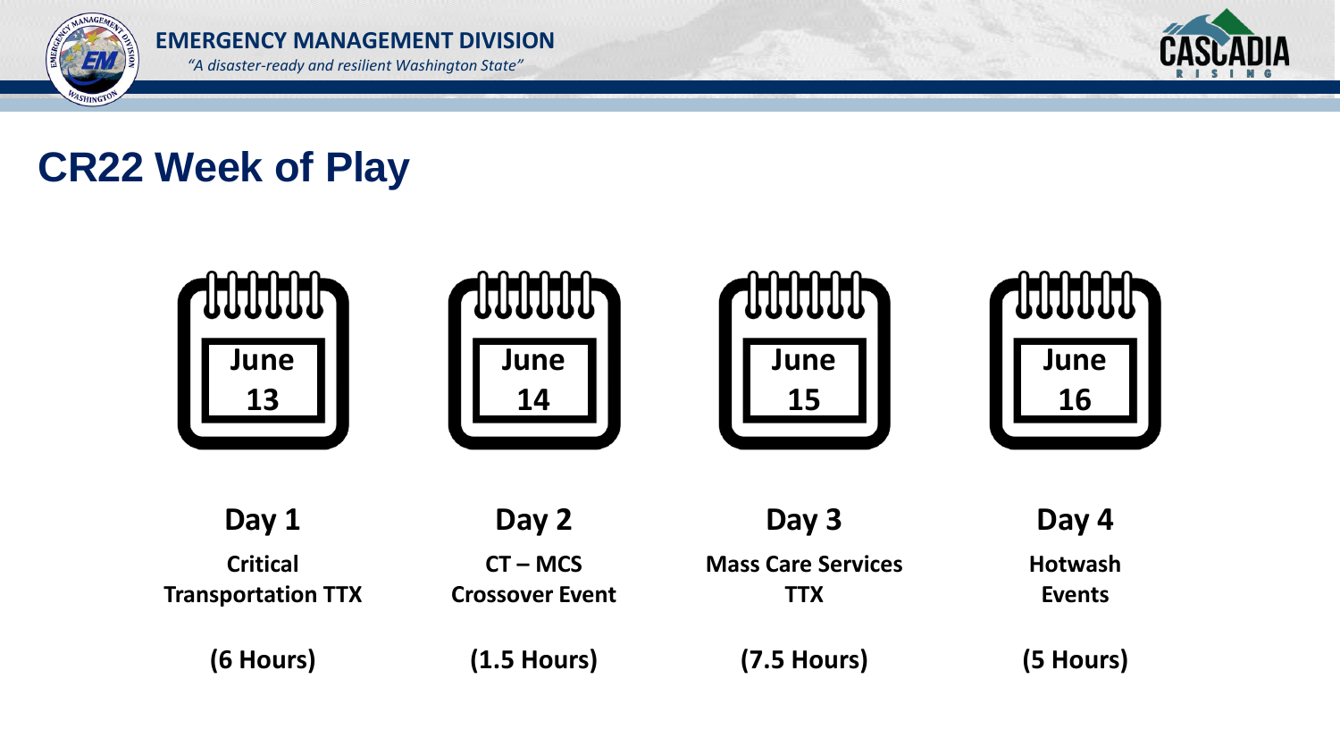# CR22 Week of Play

| June 13 | June 14 | June 15 | June 16 |
|---|---|---|---|
| **Day 1** | **Day 2** | **Day 3** | **Day 4** |
| **Critical Transportation TTX** | **CT – MCS Crossover Event** | **Mass Care Services TTX** | **Hotwash Events** |
| **(6 Hours)** | **(1.5 Hours)** | **(7.5 Hours)** | **(5 Hours)** |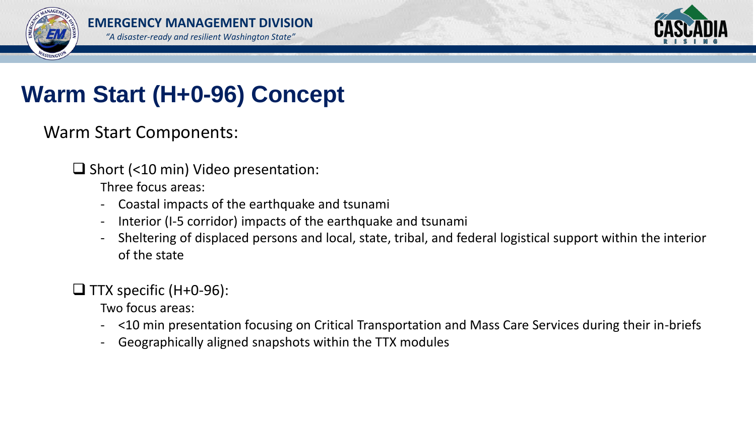# Warm Start (H+0-96) Concept

Warm Start Components:

- Short (<10 min) Video presentation:

  Three focus areas:

  - Coastal impacts of the earthquake and tsunami
  - Interior (I-5 corridor) impacts of the earthquake and tsunami
  - Sheltering of displaced persons and local, state, tribal, and federal logistical support within the interior of the state

- TTX specific (H+0-96):

  Two focus areas:

  - <10 min presentation focusing on Critical Transportation and Mass Care Services during their in-briefs
  - Geographically aligned snapshots within the TTX modules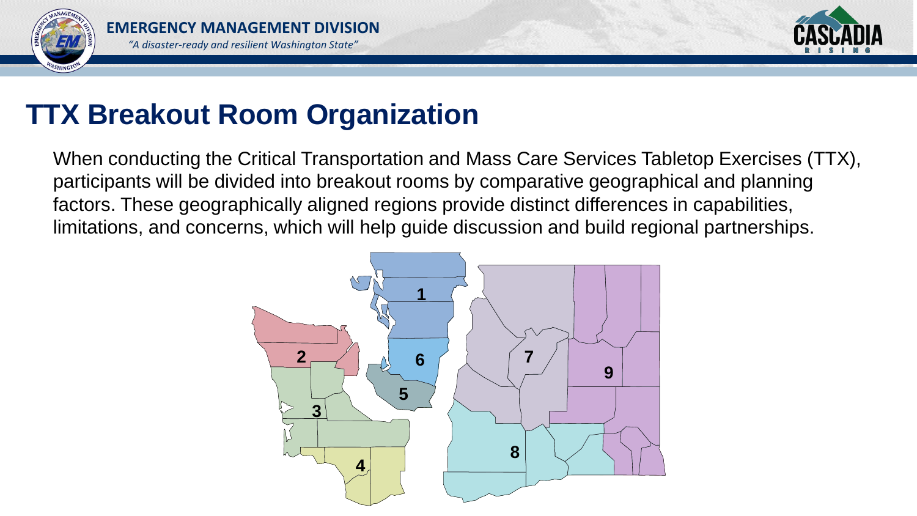# TTX Breakout Room Organization

When conducting the Critical Transportation and Mass Care Services Tabletop Exercises (TTX), participants will be divided into breakout rooms by comparative geographical and planning factors. These geographically aligned regions provide distinct differences in capabilities, limitations, and concerns, which will help guide discussion and build regional partnerships.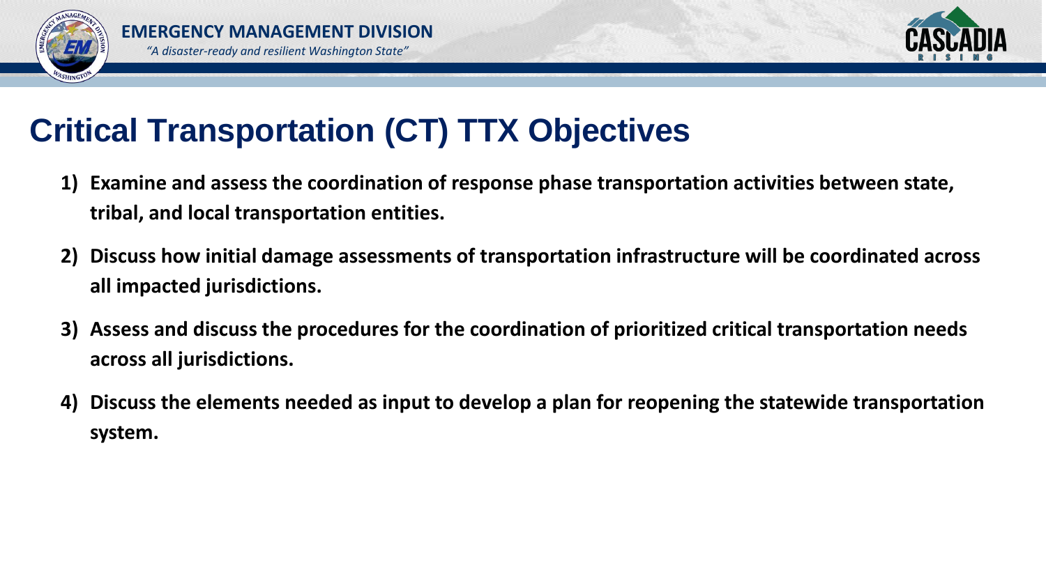# Critical Transportation (CT) TTX Objectives

1) **Examine and assess the coordination of response phase transportation activities between state, tribal, and local transportation entities.**
2) **Discuss how initial damage assessments of transportation infrastructure will be coordinated across all impacted jurisdictions.**
3) **Assess and discuss the procedures for the coordination of prioritized critical transportation needs across all jurisdictions.**
4) **Discuss the elements needed as input to develop a plan for reopening the statewide transportation system.**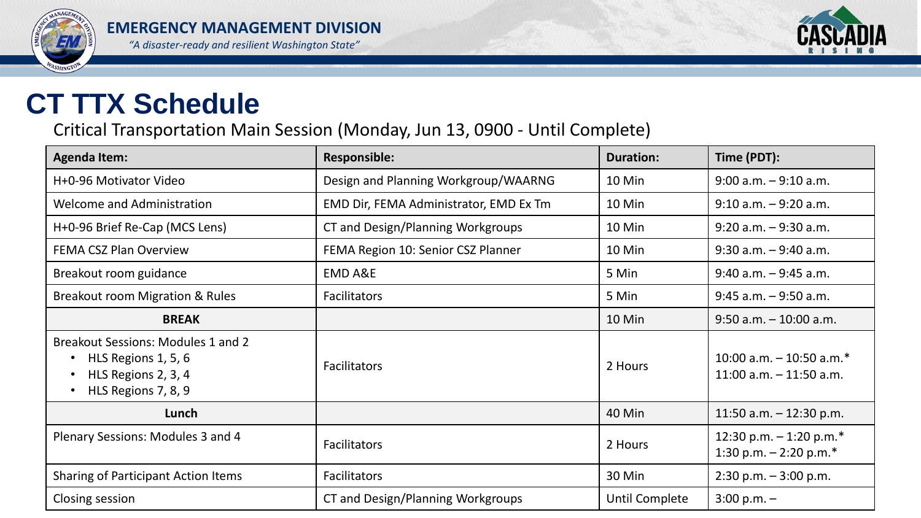# CT TTX Schedule

Critical Transportation Main Session (Monday, Jun 13, 0900 - Until Complete)

| Agenda Item: | Responsible: | Duration: | Time (PDT): |
|---|---|---|---|
| H+0-96 Motivator Video | Design and Planning Workgroup/WAARNG | 10 Min | 9:00 a.m. – 9:10 a.m. |
| Welcome and Administration | EMD Dir, FEMA Administrator, EMD Ex Tm | 10 Min | 9:10 a.m. – 9:20 a.m. |
| H+0-96 Brief Re-Cap (MCS Lens) | CT and Design/Planning Workgroups | 10 Min | 9:20 a.m. – 9:30 a.m. |
| FEMA CSZ Plan Overview | FEMA Region 10: Senior CSZ Planner | 10 Min | 9:30 a.m. – 9:40 a.m. |
| Breakout room guidance | EMD A&E | 5 Min | 9:40 a.m. – 9:45 a.m. |
| Breakout room Migration & Rules | Facilitators | 5 Min | 9:45 a.m. – 9:50 a.m. |
| **BREAK** | | 10 Min | 9:50 a.m. – 10:00 a.m. |
| Breakout Sessions: Modules 1 and 2<br>• HLS Regions 1, 5, 6<br>• HLS Regions 2, 3, 4<br>• HLS Regions 7, 8, 9 | Facilitators | 2 Hours | 10:00 a.m. – 10:50 a.m.*<br>11:00 a.m. – 11:50 a.m. |
| **Lunch** | | 40 Min | 11:50 a.m. – 12:30 p.m. |
| Plenary Sessions: Modules 3 and 4 | Facilitators | 2 Hours | 12:30 p.m. – 1:20 p.m.*<br>1:30 p.m. – 2:20 p.m.* |
| Sharing of Participant Action Items | Facilitators | 30 Min | 2:30 p.m. – 3:00 p.m. |
| Closing session | CT and Design/Planning Workgroups | Until Complete | 3:00 p.m. – |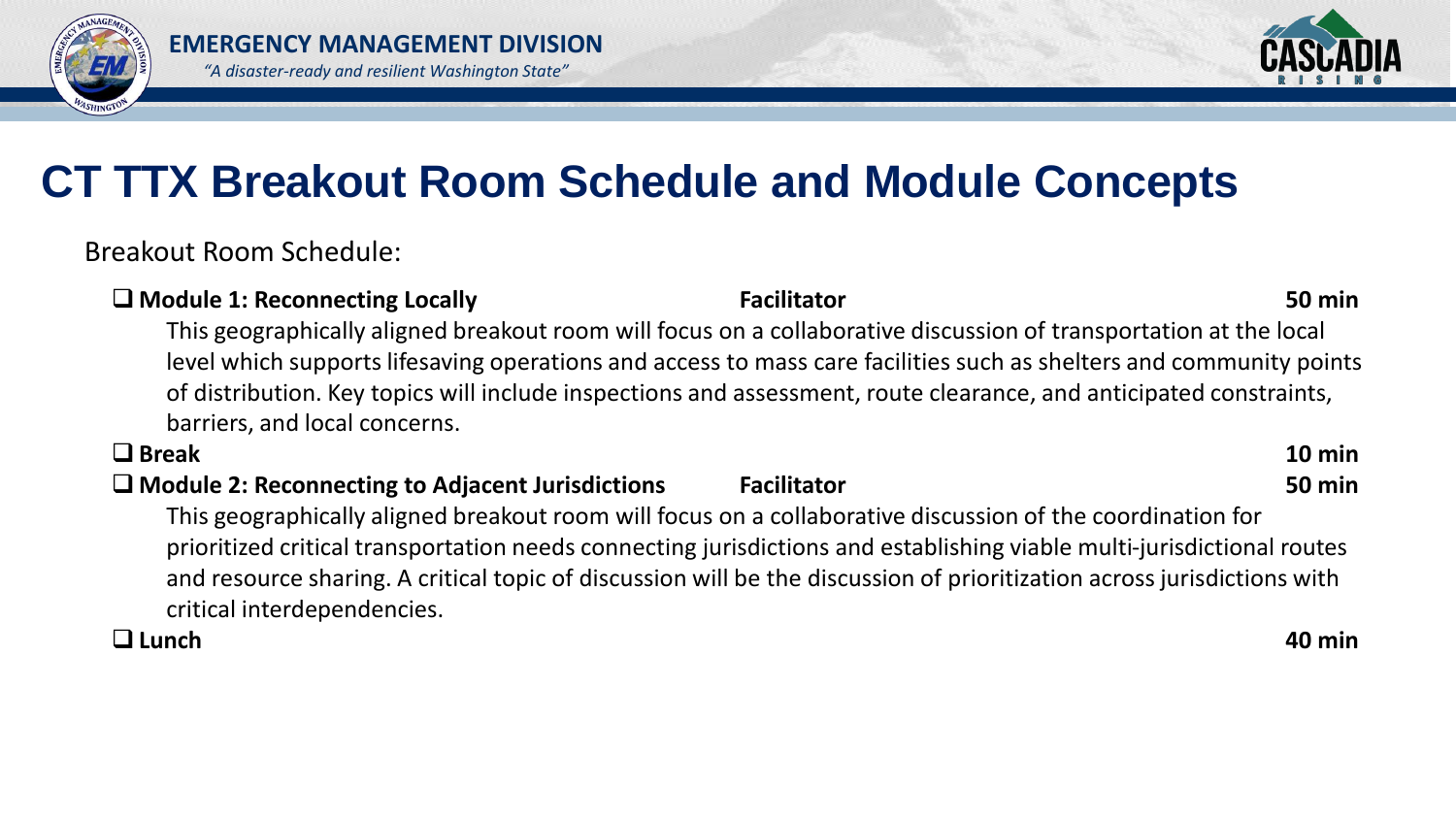# CT TTX Breakout Room Schedule and Module Concepts

Breakout Room Schedule:

- ❑ **Module 1: Reconnecting Locally** — **Facilitator** — **50 min**

  This geographically aligned breakout room will focus on a collaborative discussion of transportation at the local level which supports lifesaving operations and access to mass care facilities such as shelters and community points of distribution. Key topics will include inspections and assessment, route clearance, and anticipated constraints, barriers, and local concerns.

- ❑ **Break** — **10 min**

- ❑ **Module 2: Reconnecting to Adjacent Jurisdictions** — **Facilitator** — **50 min**

  This geographically aligned breakout room will focus on a collaborative discussion of the coordination for prioritized critical transportation needs connecting jurisdictions and establishing viable multi-jurisdictional routes and resource sharing. A critical topic of discussion will be the discussion of prioritization across jurisdictions with critical interdependencies.

- ❑ **Lunch** — **40 min**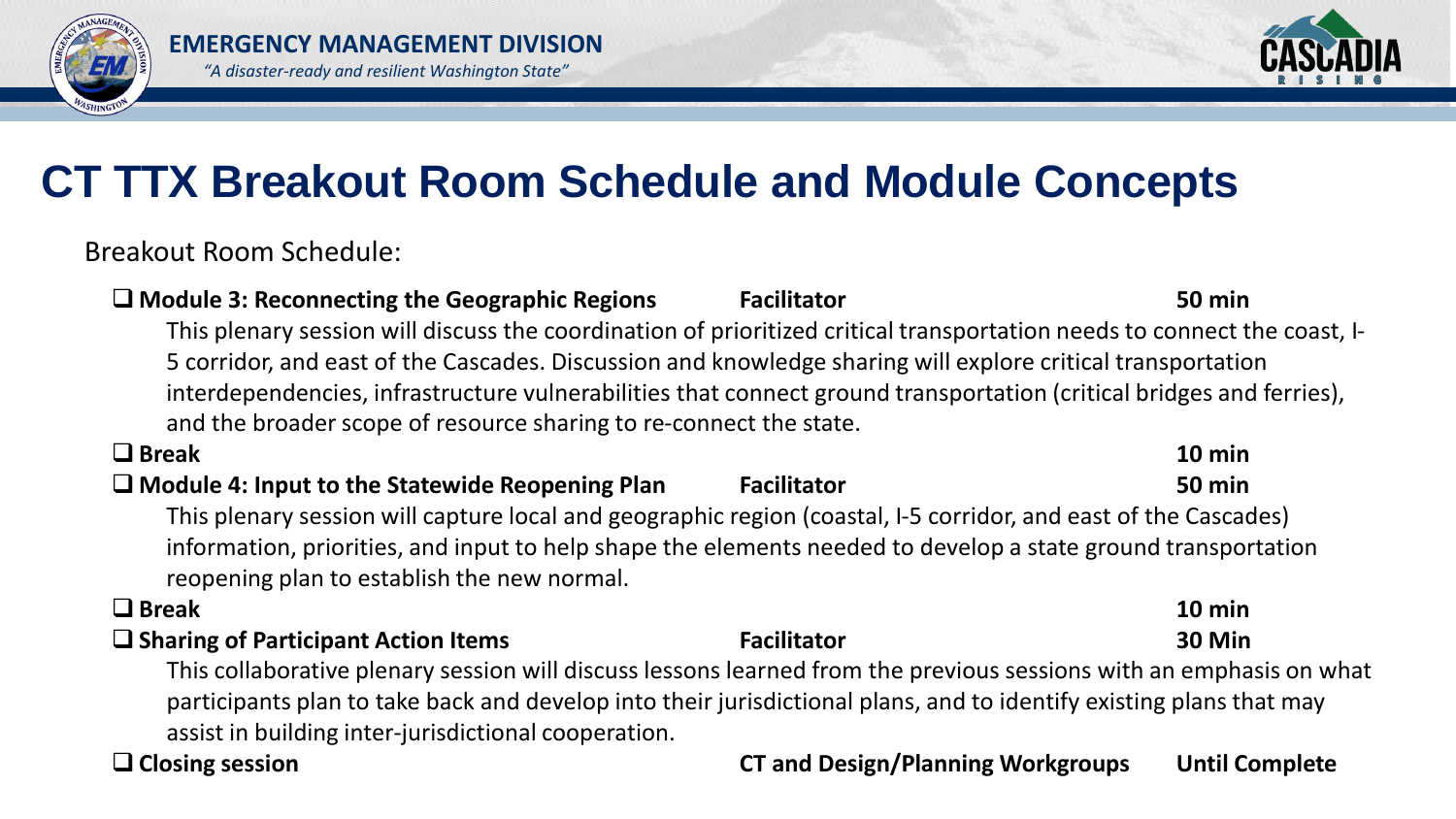# CT TTX Breakout Room Schedule and Module Concepts

Breakout Room Schedule:

- ❑ **Module 3: Reconnecting the Geographic Regions** — **Facilitator** — **50 min**

  This plenary session will discuss the coordination of prioritized critical transportation needs to connect the coast, I-5 corridor, and east of the Cascades. Discussion and knowledge sharing will explore critical transportation interdependencies, infrastructure vulnerabilities that connect ground transportation (critical bridges and ferries), and the broader scope of resource sharing to re-connect the state.

- ❑ **Break** — **10 min**

- ❑ **Module 4: Input to the Statewide Reopening Plan** — **Facilitator** — **50 min**

  This plenary session will capture local and geographic region (coastal, I-5 corridor, and east of the Cascades) information, priorities, and input to help shape the elements needed to develop a state ground transportation reopening plan to establish the new normal.

- ❑ **Break** — **10 min**

- ❑ **Sharing of Participant Action Items** — **Facilitator** — **30 Min**

  This collaborative plenary session will discuss lessons learned from the previous sessions with an emphasis on what participants plan to take back and develop into their jurisdictional plans, and to identify existing plans that may assist in building inter-jurisdictional cooperation.

- ❑ **Closing session** — **CT and Design/Planning Workgroups** — **Until Complete**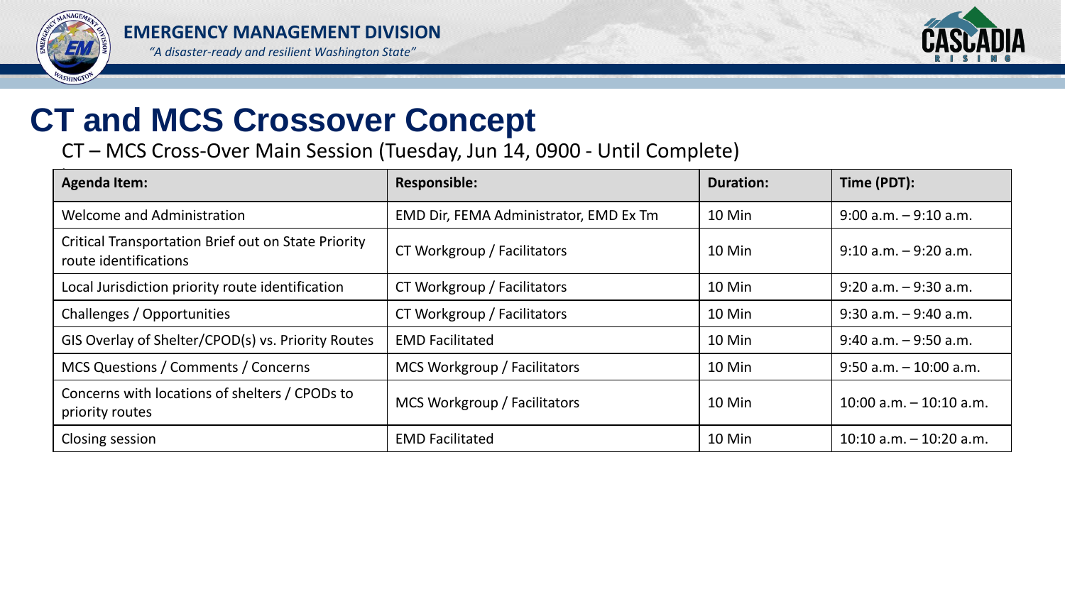# CT and MCS Crossover Concept

CT – MCS Cross-Over Main Session (Tuesday, Jun 14, 0900 - Until Complete)

| Agenda Item: | Responsible: | Duration: | Time (PDT): |
|---|---|---|---|
| Welcome and Administration | EMD Dir, FEMA Administrator, EMD Ex Tm | 10 Min | 9:00 a.m. – 9:10 a.m. |
| Critical Transportation Brief out on State Priority route identifications | CT Workgroup / Facilitators | 10 Min | 9:10 a.m. – 9:20 a.m. |
| Local Jurisdiction priority route identification | CT Workgroup / Facilitators | 10 Min | 9:20 a.m. – 9:30 a.m. |
| Challenges / Opportunities | CT Workgroup / Facilitators | 10 Min | 9:30 a.m. – 9:40 a.m. |
| GIS Overlay of Shelter/CPOD(s) vs. Priority Routes | EMD Facilitated | 10 Min | 9:40 a.m. – 9:50 a.m. |
| MCS Questions / Comments / Concerns | MCS Workgroup / Facilitators | 10 Min | 9:50 a.m. – 10:00 a.m. |
| Concerns with locations of shelters / CPODs to priority routes | MCS Workgroup / Facilitators | 10 Min | 10:00 a.m. – 10:10 a.m. |
| Closing session | EMD Facilitated | 10 Min | 10:10 a.m. – 10:20 a.m. |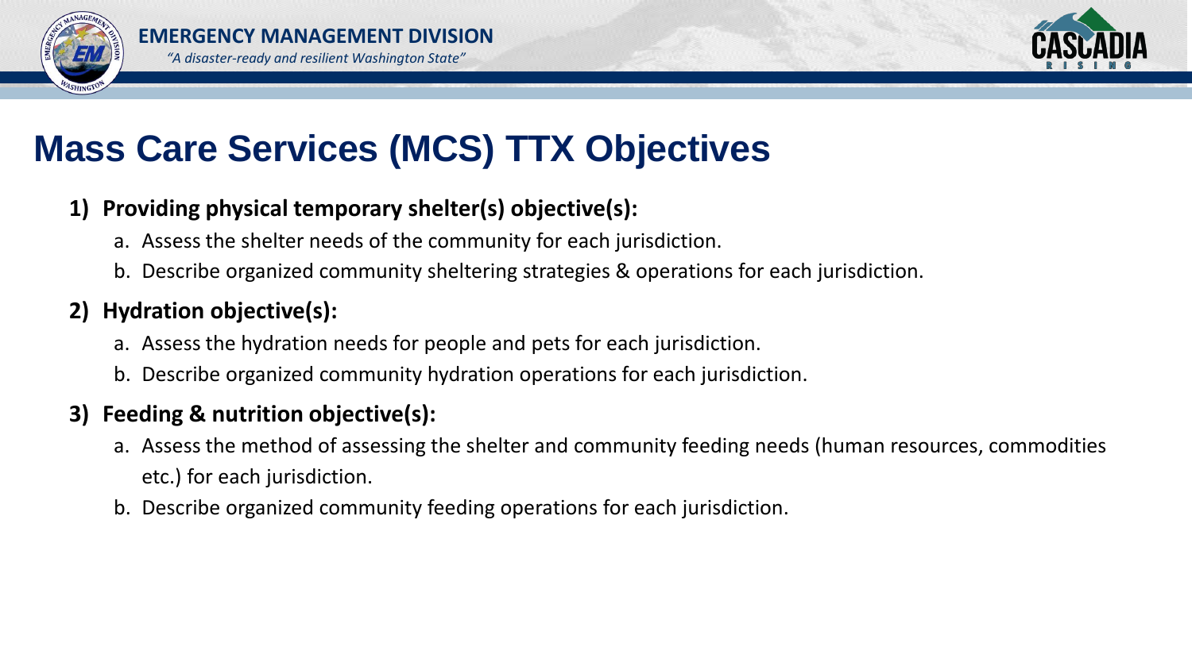# Mass Care Services (MCS) TTX Objectives

1) **Providing physical temporary shelter(s) objective(s):**
   a. Assess the shelter needs of the community for each jurisdiction.
   b. Describe organized community sheltering strategies & operations for each jurisdiction.

2) **Hydration objective(s):**
   a. Assess the hydration needs for people and pets for each jurisdiction.
   b. Describe organized community hydration operations for each jurisdiction.

3) **Feeding & nutrition objective(s):**
   a. Assess the method of assessing the shelter and community feeding needs (human resources, commodities etc.) for each jurisdiction.
   b. Describe organized community feeding operations for each jurisdiction.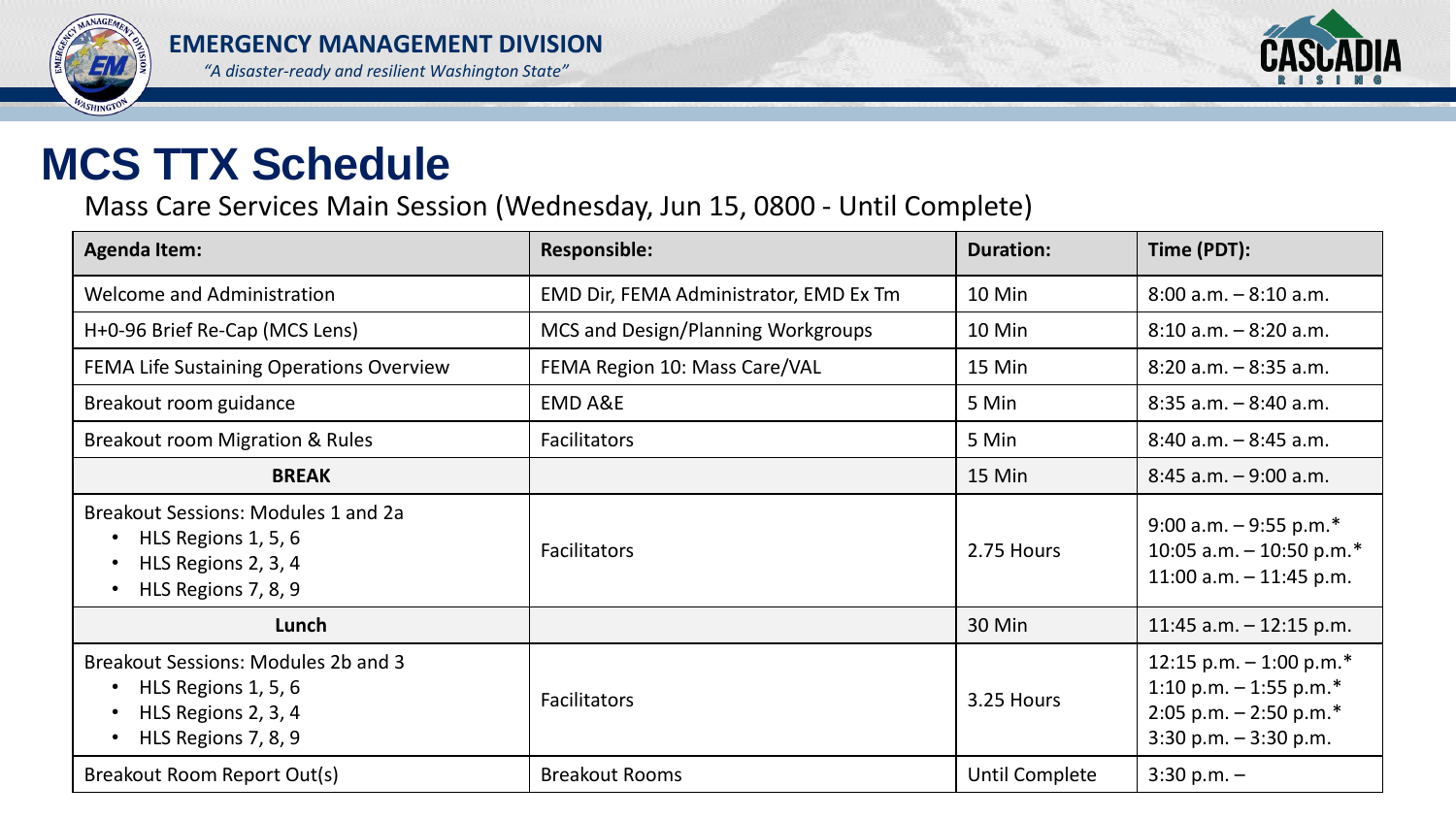# MCS TTX Schedule

Mass Care Services Main Session (Wednesday, Jun 15, 0800 - Until Complete)

| Agenda Item: | Responsible: | Duration: | Time (PDT): |
|---|---|---|---|
| Welcome and Administration | EMD Dir, FEMA Administrator, EMD Ex Tm | 10 Min | 8:00 a.m. – 8:10 a.m. |
| H+0-96 Brief Re-Cap (MCS Lens) | MCS and Design/Planning Workgroups | 10 Min | 8:10 a.m. – 8:20 a.m. |
| FEMA Life Sustaining Operations Overview | FEMA Region 10: Mass Care/VAL | 15 Min | 8:20 a.m. – 8:35 a.m. |
| Breakout room guidance | EMD A&E | 5 Min | 8:35 a.m. – 8:40 a.m. |
| Breakout room Migration & Rules | Facilitators | 5 Min | 8:40 a.m. – 8:45 a.m. |
| **BREAK** | | 15 Min | 8:45 a.m. – 9:00 a.m. |
| Breakout Sessions: Modules 1 and 2a<br>• HLS Regions 1, 5, 6<br>• HLS Regions 2, 3, 4<br>• HLS Regions 7, 8, 9 | Facilitators | 2.75 Hours | 9:00 a.m. – 9:55 p.m.*<br>10:05 a.m. – 10:50 p.m.*<br>11:00 a.m. – 11:45 p.m. |
| **Lunch** | | 30 Min | 11:45 a.m. – 12:15 p.m. |
| Breakout Sessions: Modules 2b and 3<br>• HLS Regions 1, 5, 6<br>• HLS Regions 2, 3, 4<br>• HLS Regions 7, 8, 9 | Facilitators | 3.25 Hours | 12:15 p.m. – 1:00 p.m.*<br>1:10 p.m. – 1:55 p.m.*<br>2:05 p.m. – 2:50 p.m.*<br>3:30 p.m. – 3:30 p.m. |
| Breakout Room Report Out(s) | Breakout Rooms | Until Complete | 3:30 p.m. – |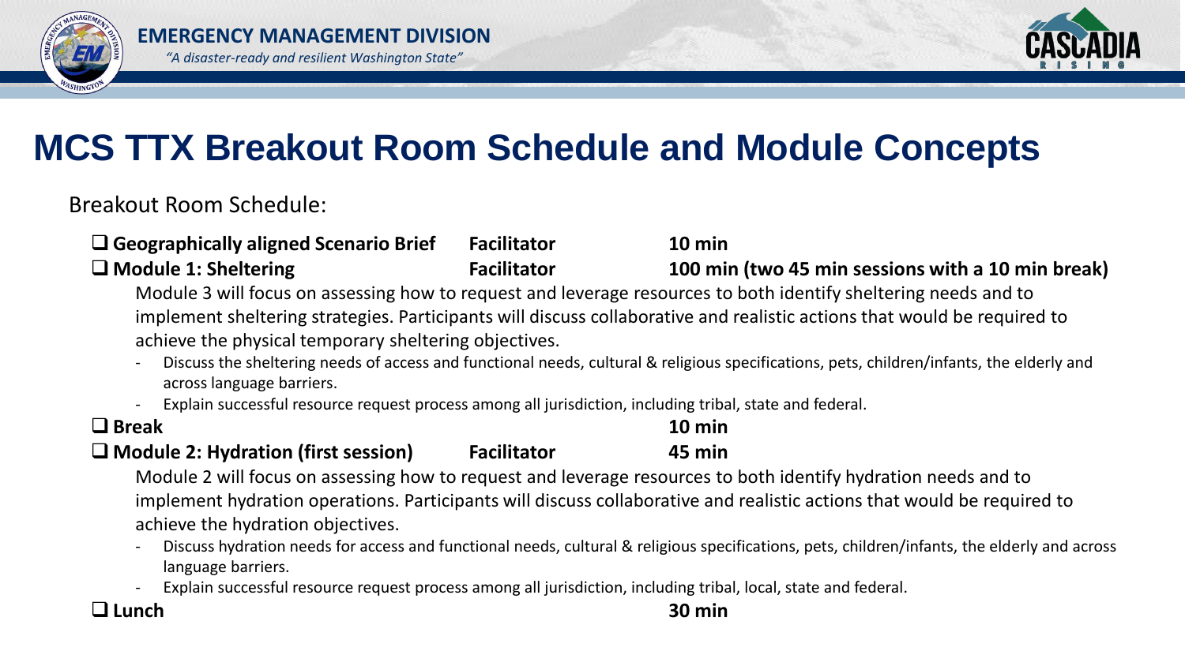# MCS TTX Breakout Room Schedule and Module Concepts

Breakout Room Schedule:

- ❑ **Geographically aligned Scenario Brief** **Facilitator** **10 min**
- ❑ **Module 1: Sheltering** **Facilitator** **100 min (two 45 min sessions with a 10 min break)**

  Module 3 will focus on assessing how to request and leverage resources to both identify sheltering needs and to implement sheltering strategies. Participants will discuss collaborative and realistic actions that would be required to achieve the physical temporary sheltering objectives.

  - Discuss the sheltering needs of access and functional needs, cultural & religious specifications, pets, children/infants, the elderly and across language barriers.
  - Explain successful resource request process among all jurisdiction, including tribal, state and federal.

- ❑ **Break** **10 min**
- ❑ **Module 2: Hydration (first session)** **Facilitator** **45 min**

  Module 2 will focus on assessing how to request and leverage resources to both identify hydration needs and to implement hydration operations. Participants will discuss collaborative and realistic actions that would be required to achieve the hydration objectives.

  - Discuss hydration needs for access and functional needs, cultural & religious specifications, pets, children/infants, the elderly and across language barriers.
  - Explain successful resource request process among all jurisdiction, including tribal, local, state and federal.

- ❑ **Lunch** **30 min**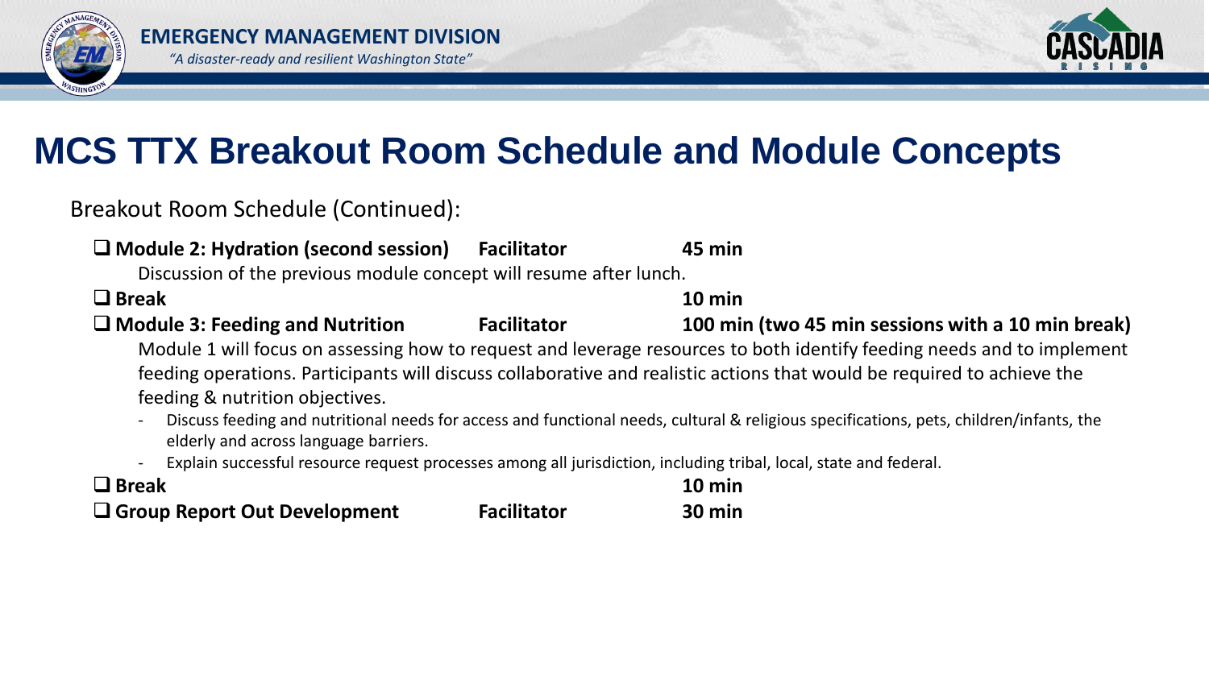# MCS TTX Breakout Room Schedule and Module Concepts

Breakout Room Schedule (Continued):

- ❑ **Module 2: Hydration (second session)** **Facilitator** **45 min**

  Discussion of the previous module concept will resume after lunch.

- ❑ **Break** **10 min**
- ❑ **Module 3: Feeding and Nutrition** **Facilitator** **100 min (two 45 min sessions with a 10 min break)**

  Module 1 will focus on assessing how to request and leverage resources to both identify feeding needs and to implement feeding operations. Participants will discuss collaborative and realistic actions that would be required to achieve the feeding & nutrition objectives.

  - Discuss feeding and nutritional needs for access and functional needs, cultural & religious specifications, pets, children/infants, the elderly and across language barriers.
  - Explain successful resource request processes among all jurisdiction, including tribal, local, state and federal.

- ❑ **Break** **10 min**
- ❑ **Group Report Out Development** **Facilitator** **30 min**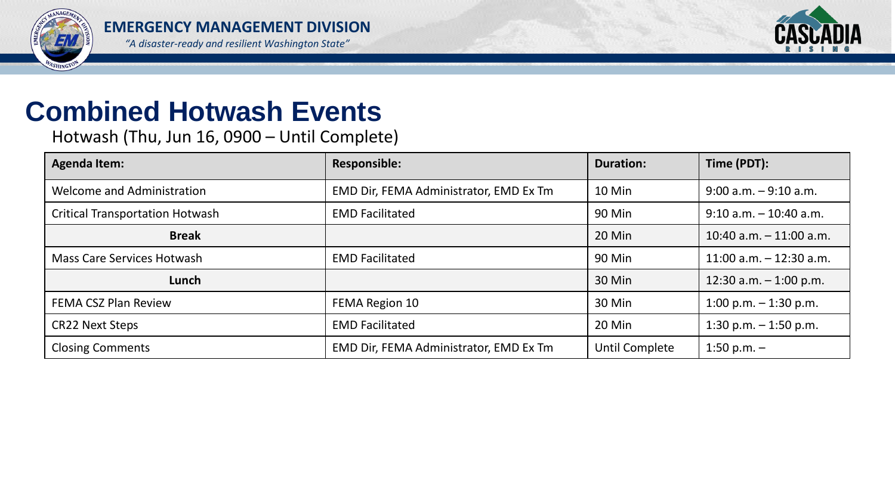# Combined Hotwash Events

Hotwash (Thu, Jun 16, 0900 – Until Complete)

| Agenda Item: | Responsible: | Duration: | Time (PDT): |
|---|---|---|---|
| Welcome and Administration | EMD Dir, FEMA Administrator, EMD Ex Tm | 10 Min | 9:00 a.m. – 9:10 a.m. |
| Critical Transportation Hotwash | EMD Facilitated | 90 Min | 9:10 a.m. – 10:40 a.m. |
| **Break** | | 20 Min | 10:40 a.m. – 11:00 a.m. |
| Mass Care Services Hotwash | EMD Facilitated | 90 Min | 11:00 a.m. – 12:30 a.m. |
| **Lunch** | | 30 Min | 12:30 a.m. – 1:00 p.m. |
| FEMA CSZ Plan Review | FEMA Region 10 | 30 Min | 1:00 p.m. – 1:30 p.m. |
| CR22 Next Steps | EMD Facilitated | 20 Min | 1:30 p.m. – 1:50 p.m. |
| Closing Comments | EMD Dir, FEMA Administrator, EMD Ex Tm | Until Complete | 1:50 p.m. – |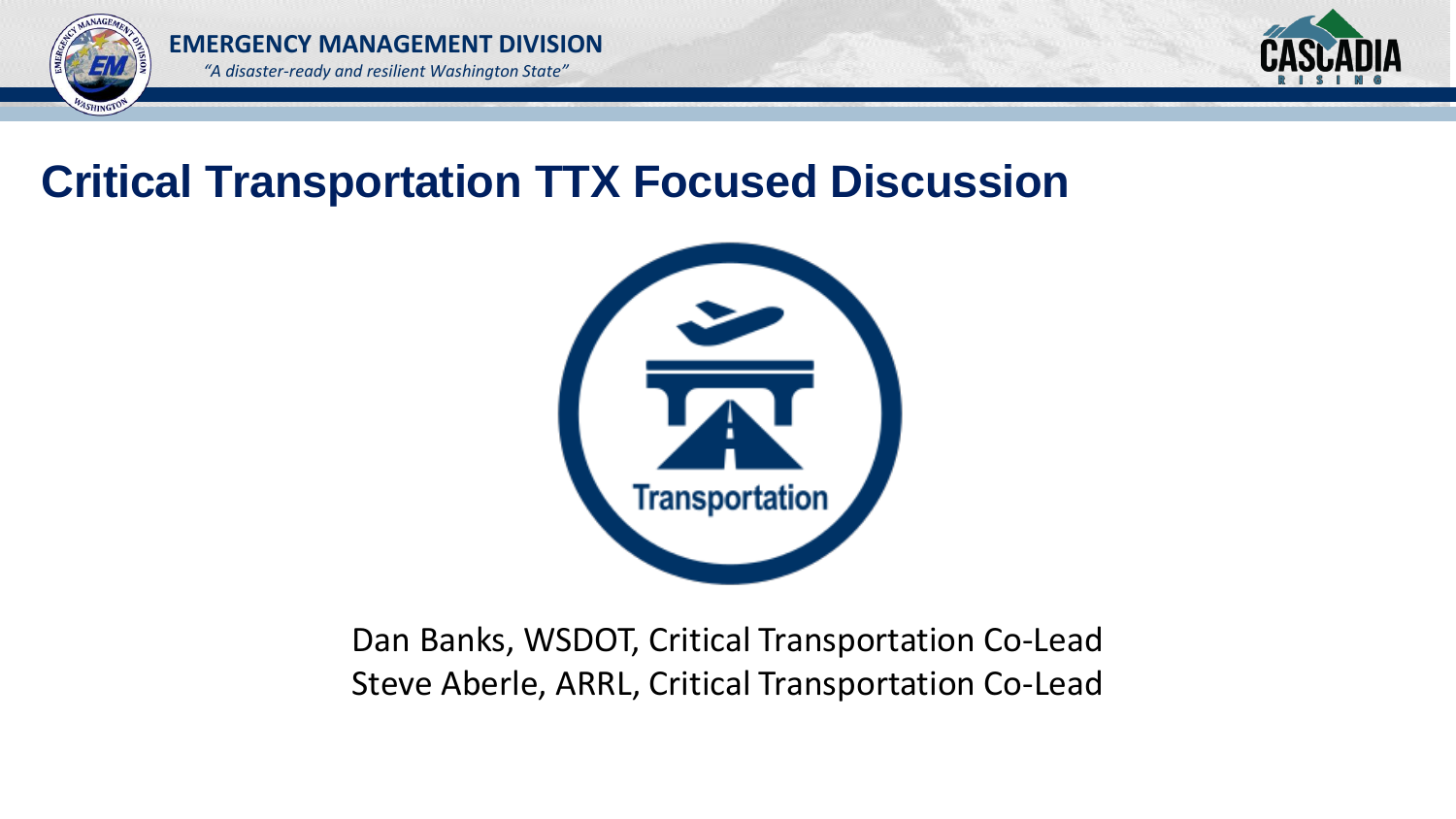# Critical Transportation TTX Focused Discussion

Dan Banks, WSDOT, Critical Transportation Co-Lead
Steve Aberle, ARRL, Critical Transportation Co-Lead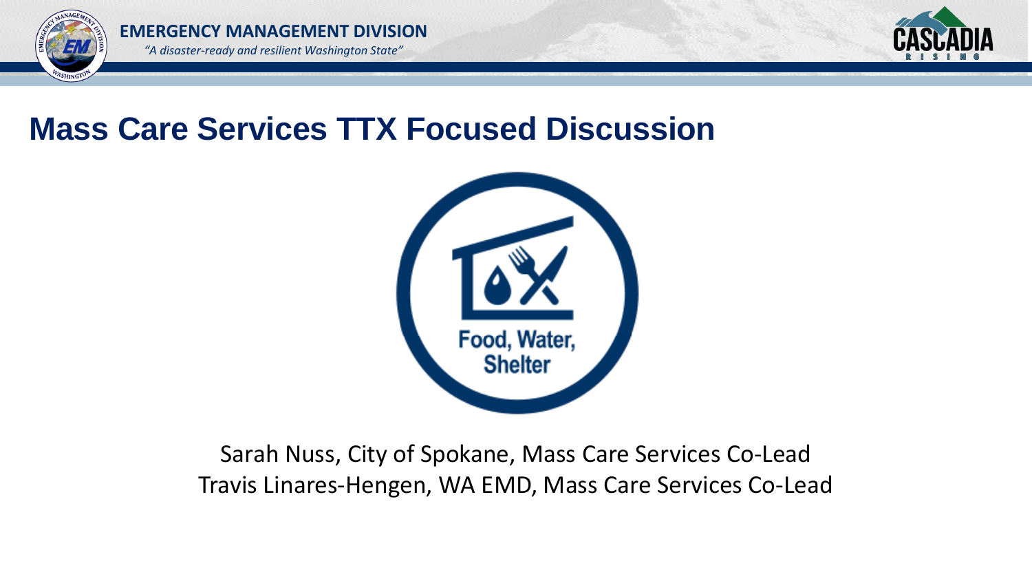# Mass Care Services TTX Focused Discussion

Food, Water, Shelter

Sarah Nuss, City of Spokane, Mass Care Services Co-Lead
Travis Linares-Hengen, WA EMD, Mass Care Services Co-Lead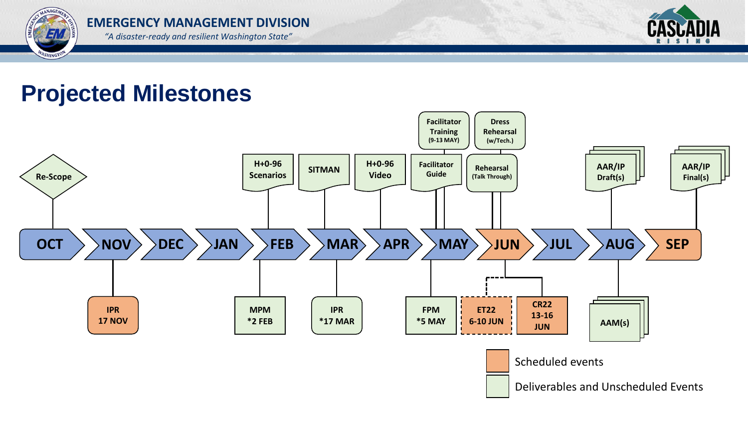# Projected Milestones

| Month | Above timeline | Below timeline |
|---|---|---|
| OCT | Re-Scope | |
| NOV | | IPR 17 NOV |
| DEC | | |
| JAN | | |
| FEB | H+0-96 Scenarios | MPM *2 FEB |
| MAR | SITMAN | IPR *17 MAR |
| APR | H+0-96 Video | |
| MAY | Facilitator Guide; Facilitator Training (9-13 MAY) | FPM *5 MAY |
| JUN | Rehearsal (Talk Through); Dress Rehearsal (w/Tech.) | ET22 6-10 JUN; CR22 13-16 JUN |
| JUL | | |
| AUG | AAR/IP Draft(s) | AAM(s) |
| SEP | AAR/IP Final(s) | |

Scheduled events

Deliverables and Unscheduled Events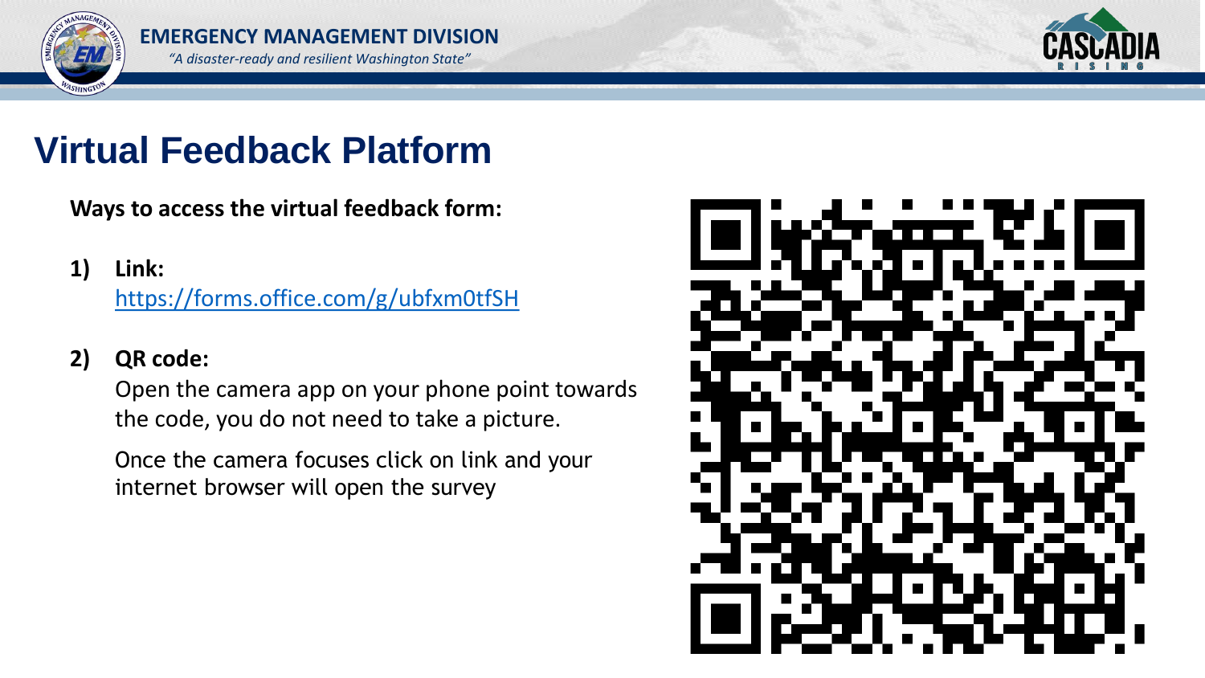# Virtual Feedback Platform

**Ways to access the virtual feedback form:**

1) **Link:**
   https://forms.office.com/g/ubfxm0tfSH

2) **QR code:**
   Open the camera app on your phone point towards the code, you do not need to take a picture.

   Once the camera focuses click on link and your internet browser will open the survey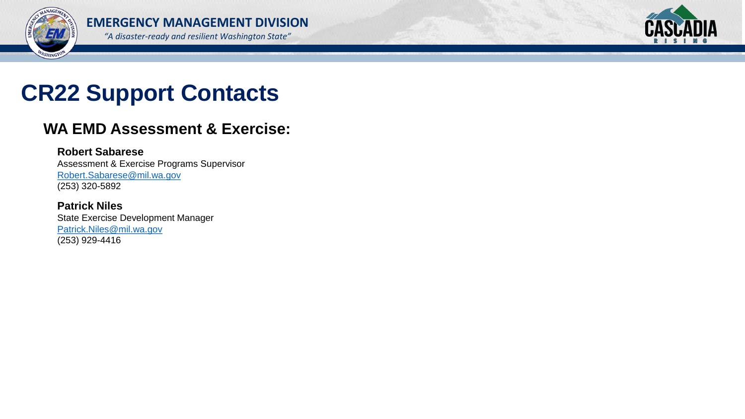# CR22 Support Contacts

## WA EMD Assessment & Exercise:

**Robert Sabarese**
Assessment & Exercise Programs Supervisor
Robert.Sabarese@mil.wa.gov
(253) 320-5892

**Patrick Niles**
State Exercise Development Manager
Patrick.Niles@mil.wa.gov
(253) 929-4416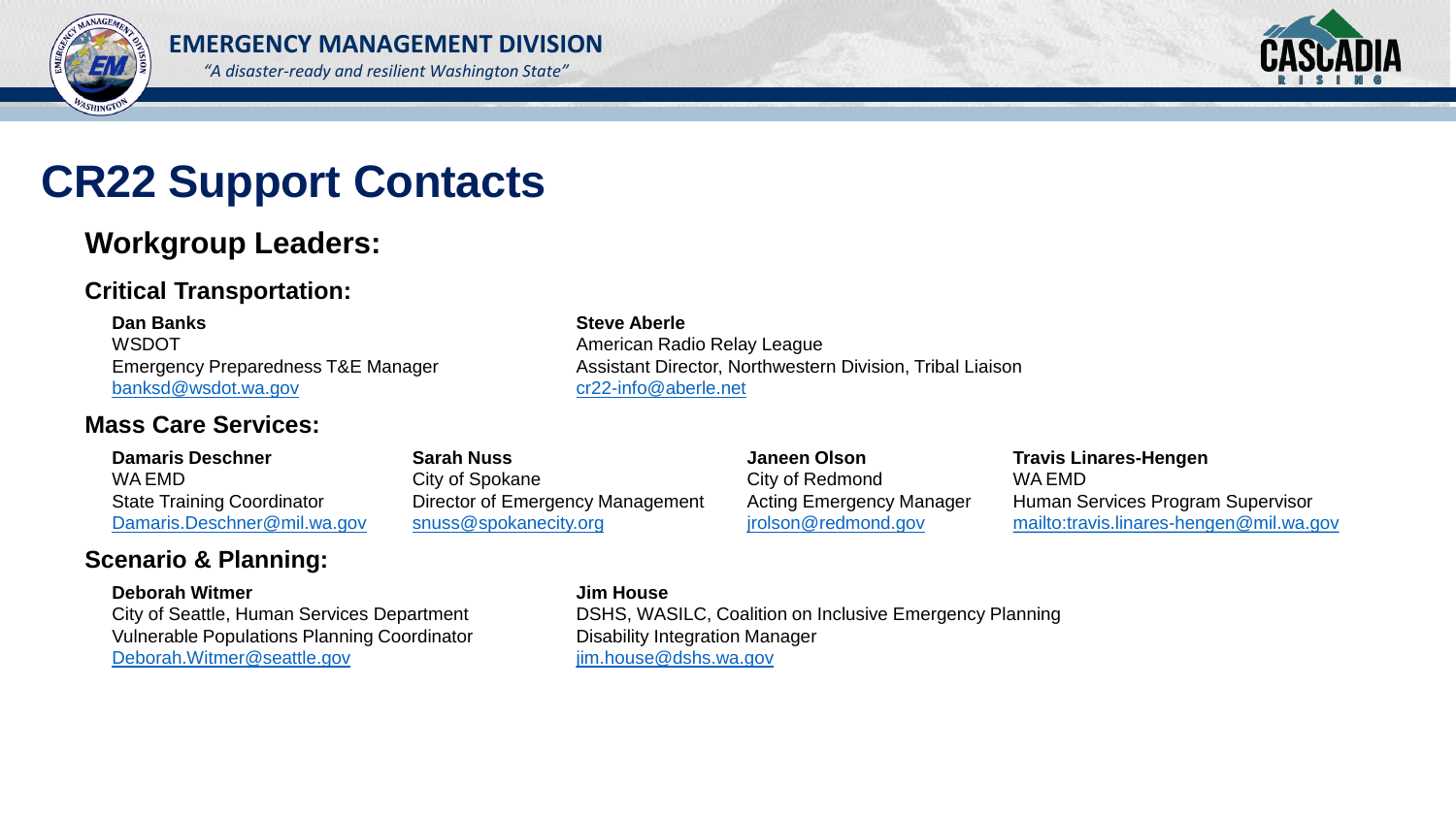# CR22 Support Contacts

## Workgroup Leaders:

### Critical Transportation:

**Dan Banks**
WSDOT
Emergency Preparedness T&E Manager
banksd@wsdot.wa.gov

**Steve Aberle**
American Radio Relay League
Assistant Director, Northwestern Division, Tribal Liaison
cr22-info@aberle.net

### Mass Care Services:

**Damaris Deschner**
WA EMD
State Training Coordinator
Damaris.Deschner@mil.wa.gov

**Sarah Nuss**
City of Spokane
Director of Emergency Management
snuss@spokanecity.org

**Janeen Olson**
City of Redmond
Acting Emergency Manager
jrolson@redmond.gov

**Travis Linares-Hengen**
WA EMD
Human Services Program Supervisor
mailto:travis.linares-hengen@mil.wa.gov

### Scenario & Planning:

**Deborah Witmer**
City of Seattle, Human Services Department
Vulnerable Populations Planning Coordinator
Deborah.Witmer@seattle.gov

**Jim House**
DSHS, WASILC, Coalition on Inclusive Emergency Planning
Disability Integration Manager
jim.house@dshs.wa.gov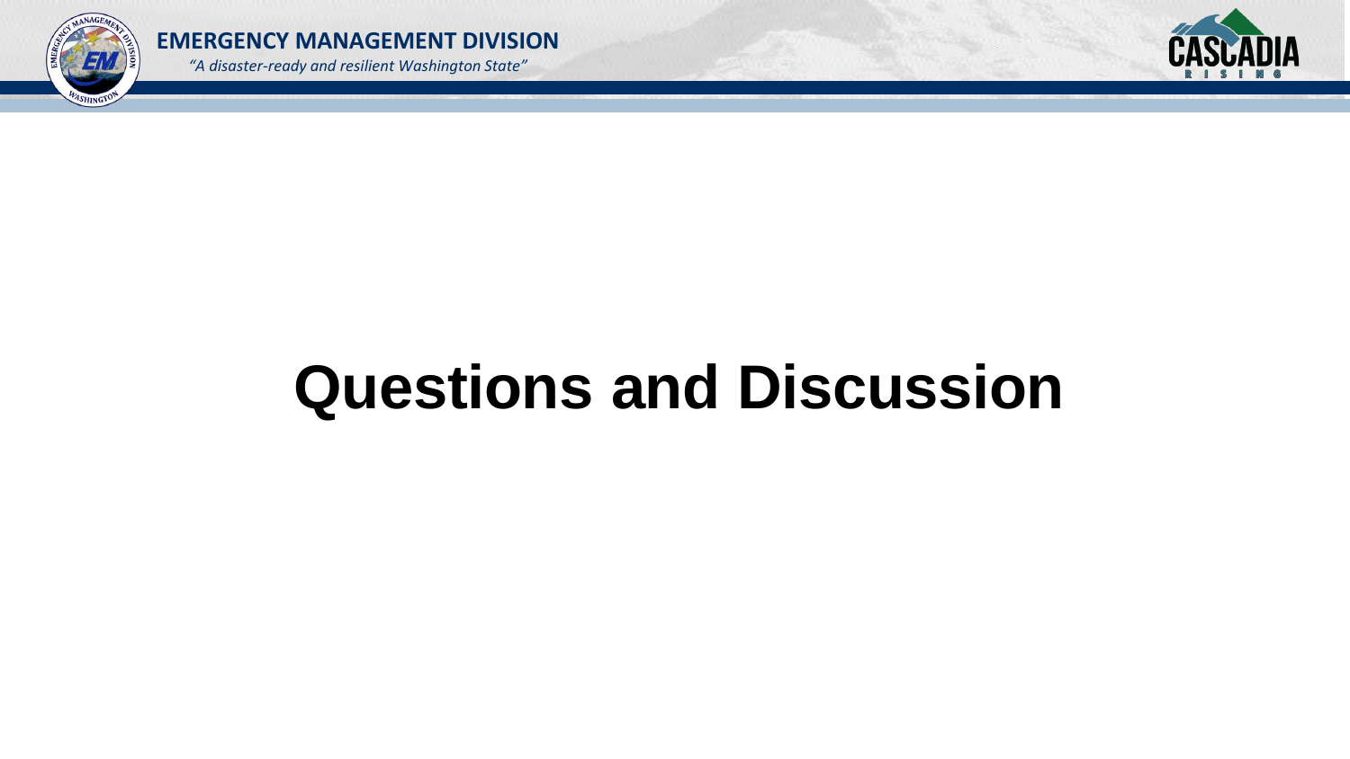# Questions and Discussion